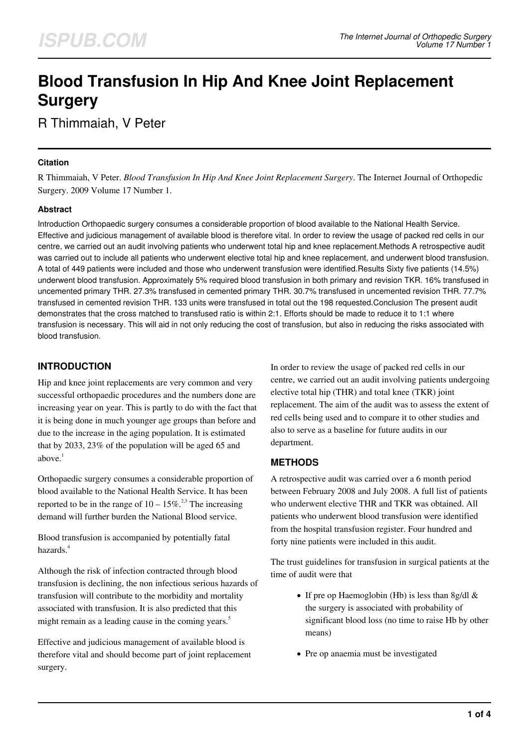# Blood Transfusion In Hip And Knee Joint Replacement Surgery

R Thimmaiah, V Peter

### Citation

R Thimmaiah, V Peter. *Blood Transfusion In Hip And Knee Joint Replacement Surgery*. The Internet Journal of Orthopedic Surgery. 2009 Volume 17 Number 1.

### Abstract

Introduction Orthopaedic surgery consumes a considerable proportion of blood available to the National Health Service. Effective and judicious management of available blood is therefore vital. In order to review the usage of packed red cells in our centre, we carried out an audit involving patients who underwent total hip and knee replacement.Methods A retrospective audit was carried out to include all patients who underwent elective total hip and knee replacement, and underwent blood transfusion. A total of 449 patients were included and those who underwent transfusion were identified.Results Sixty five patients (14.5%) underwent blood transfusion. Approximately 5% required blood transfusion in both primary and revision TKR. 16% transfused in uncemented primary THR. 27.3% transfused in cemented primary THR. 30.7% transfused in uncemented revision THR. 77.7% transfused in cemented revision THR. 133 units were transfused in total out the 198 requested.Conclusion The present audit demonstrates that the cross matched to transfused ratio is within 2:1. Efforts should be made to reduce it to 1:1 where transfusion is necessary. This will aid in not only reducing the cost of transfusion, but also in reducing the risks associated with blood transfusion.

## INTRODUCTION

Hip and knee joint replacements are very common and very successful orthopaedic procedures and the numbers done are increasing year on year. This is partly to do with the fact that it is being done in much younger age groups than before and due to the increase in the aging population. It is estimated that by 2033, 23% of the population will be aged 65 and above.[1]

Orthopaedic surgery consumes a considerable proportion of blood available to the National Health Service. It has been reported to be in the range of 10 – 15%.[2,3] The increasing demand will further burden the National Blood service.

Blood transfusion is accompanied by potentially fatal hazards.[4]

Although the risk of infection contracted through blood transfusion is declining, the non infectious serious hazards of transfusion will contribute to the morbidity and mortality associated with transfusion. It is also predicted that this might remain as a leading cause in the coming years.[5]

Effective and judicious management of available blood is therefore vital and should become part of joint replacement surgery.

In order to review the usage of packed red cells in our centre, we carried out an audit involving patients undergoing elective total hip (THR) and total knee (TKR) joint replacement. The aim of the audit was to assess the extent of red cells being used and to compare it to other studies and also to serve as a baseline for future audits in our department.

## METHODS

A retrospective audit was carried over a 6 month period between February 2008 and July 2008. A full list of patients who underwent elective THR and TKR was obtained. All patients who underwent blood transfusion were identified from the hospital transfusion register. Four hundred and forty nine patients were included in this audit.

The trust guidelines for transfusion in surgical patients at the time of audit were that

- If pre op Haemoglobin (Hb) is less than 8g/dl & the surgery is associated with probability of significant blood loss (no time to raise Hb by other means)
- Pre op anaemia must be investigated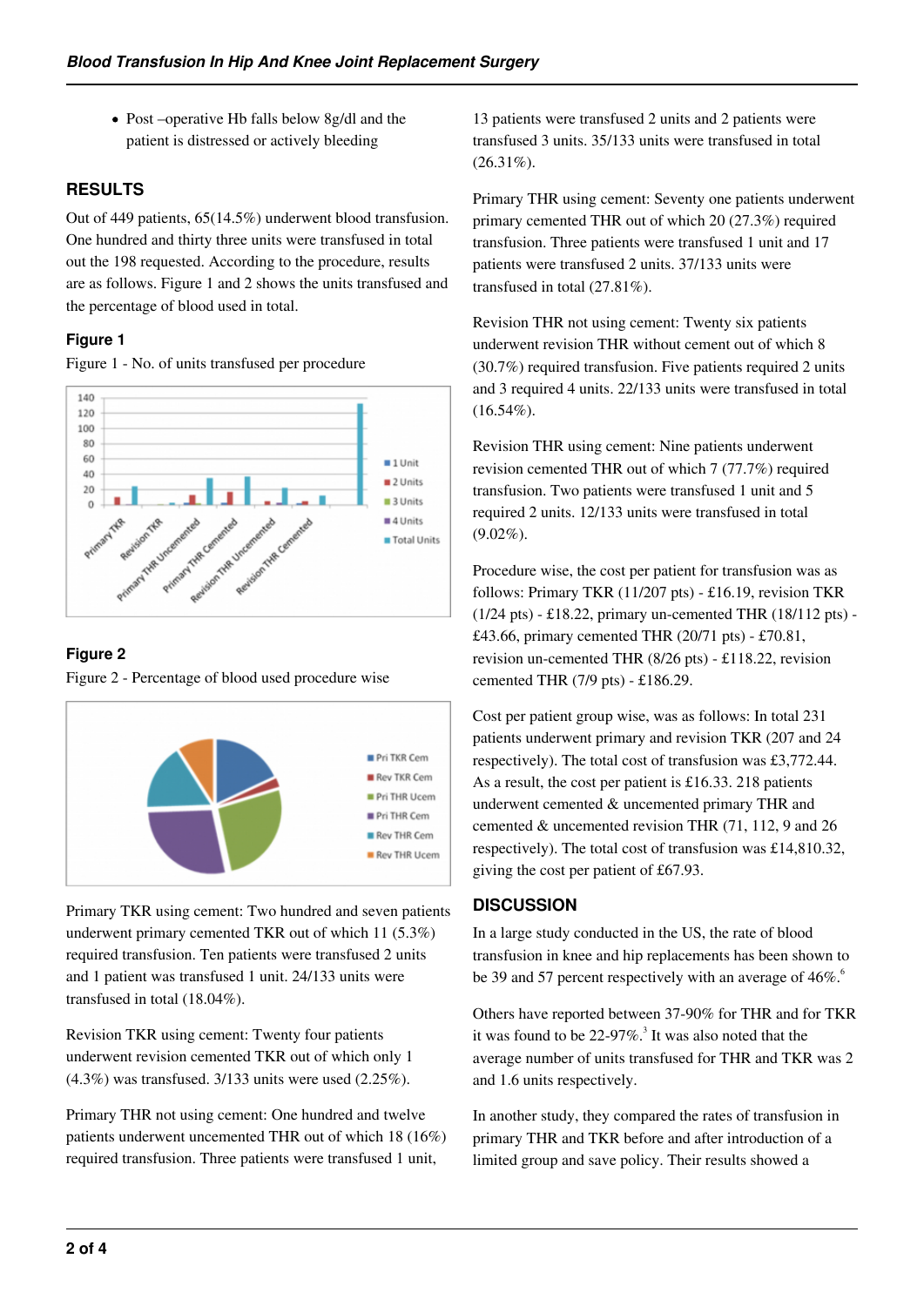- Post –operative Hb falls below 8g/dl and the patient is distressed or actively bleeding

## RESULTS

Out of 449 patients, 65(14.5%) underwent blood transfusion. One hundred and thirty three units were transfused in total out the 198 requested. According to the procedure, results are as follows. Figure 1 and 2 shows the units transfused and the percentage of blood used in total.

### Figure 1

Figure 1 - No. of units transfused per procedure

### Figure 2

Figure 2 - Percentage of blood used procedure wise

Primary TKR using cement: Two hundred and seven patients underwent primary cemented TKR out of which 11 (5.3%) required transfusion. Ten patients were transfused 2 units and 1 patient was transfused 1 unit. 24/133 units were transfused in total (18.04%).

Revision TKR using cement: Twenty four patients underwent revision cemented TKR out of which only 1 (4.3%) was transfused. 3/133 units were used (2.25%).

Primary THR not using cement: One hundred and twelve patients underwent uncemented THR out of which 18 (16%) required transfusion. Three patients were transfused 1 unit, 13 patients were transfused 2 units and 2 patients were transfused 3 units. 35/133 units were transfused in total (26.31%).

Primary THR using cement: Seventy one patients underwent primary cemented THR out of which 20 (27.3%) required transfusion. Three patients were transfused 1 unit and 17 patients were transfused 2 units. 37/133 units were transfused in total (27.81%).

Revision THR not using cement: Twenty six patients underwent revision THR without cement out of which 8 (30.7%) required transfusion. Five patients required 2 units and 3 required 4 units. 22/133 units were transfused in total (16.54%).

Revision THR using cement: Nine patients underwent revision cemented THR out of which 7 (77.7%) required transfusion. Two patients were transfused 1 unit and 5 required 2 units. 12/133 units were transfused in total (9.02%).

Procedure wise, the cost per patient for transfusion was as follows: Primary TKR (11/207 pts) - £16.19, revision TKR (1/24 pts) - £18.22, primary un-cemented THR (18/112 pts) - £43.66, primary cemented THR (20/71 pts) - £70.81, revision un-cemented THR (8/26 pts) - £118.22, revision cemented THR (7/9 pts) - £186.29.

Cost per patient group wise, was as follows: In total 231 patients underwent primary and revision TKR (207 and 24 respectively). The total cost of transfusion was £3,772.44. As a result, the cost per patient is £16.33. 218 patients underwent cemented & uncemented primary THR and cemented & uncemented revision THR (71, 112, 9 and 26 respectively). The total cost of transfusion was £14,810.32, giving the cost per patient of £67.93.

## DISCUSSION

In a large study conducted in the US, the rate of blood transfusion in knee and hip replacements has been shown to be 39 and 57 percent respectively with an average of 46%.[6]

Others have reported between 37-90% for THR and for TKR it was found to be 22-97%.[3] It was also noted that the average number of units transfused for THR and TKR was 2 and 1.6 units respectively.

In another study, they compared the rates of transfusion in primary THR and TKR before and after introduction of a limited group and save policy. Their results showed a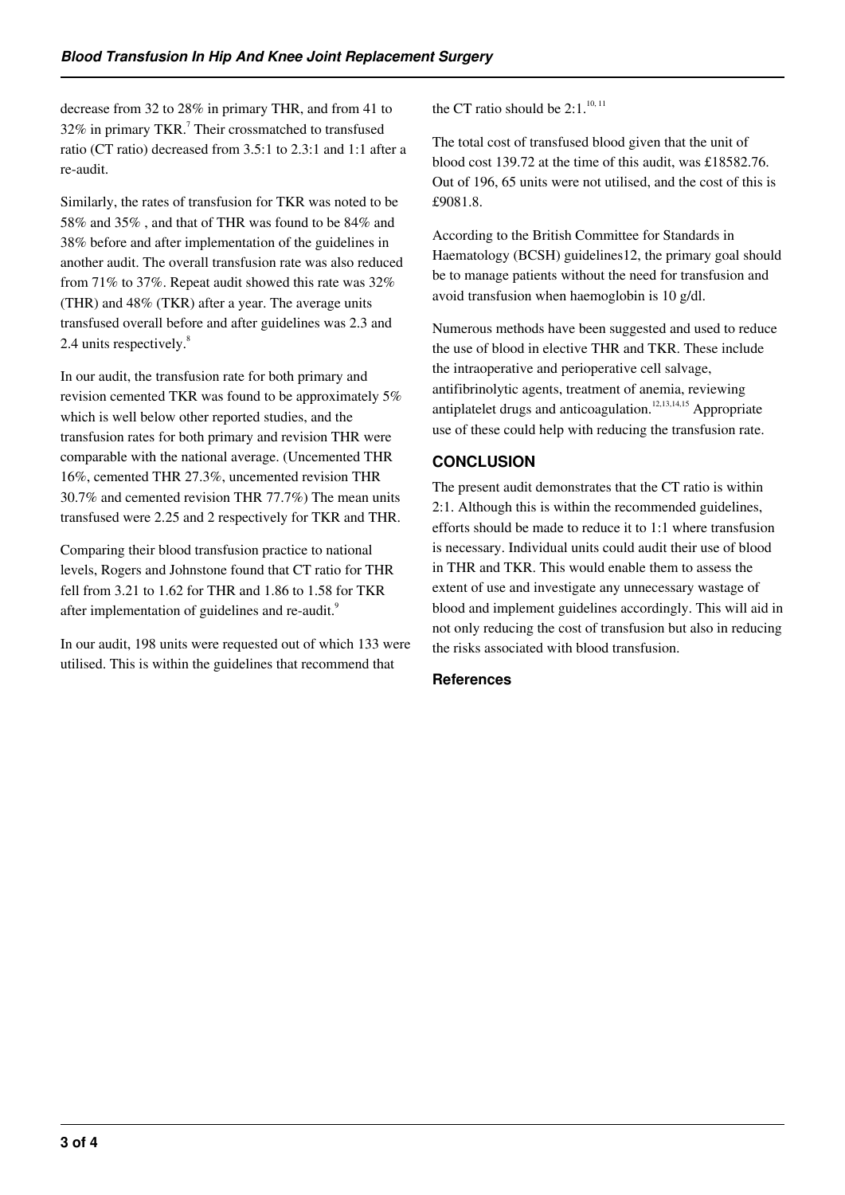decrease from 32 to 28% in primary THR, and from 41 to 32% in primary TKR.[7] Their crossmatched to transfused ratio (CT ratio) decreased from 3.5:1 to 2.3:1 and 1:1 after a re-audit.

Similarly, the rates of transfusion for TKR was noted to be 58% and 35% , and that of THR was found to be 84% and 38% before and after implementation of the guidelines in another audit. The overall transfusion rate was also reduced from 71% to 37%. Repeat audit showed this rate was 32% (THR) and 48% (TKR) after a year. The average units transfused overall before and after guidelines was 2.3 and 2.4 units respectively.[8]

In our audit, the transfusion rate for both primary and revision cemented TKR was found to be approximately 5% which is well below other reported studies, and the transfusion rates for both primary and revision THR were comparable with the national average. (Uncemented THR 16%, cemented THR 27.3%, uncemented revision THR 30.7% and cemented revision THR 77.7%) The mean units transfused were 2.25 and 2 respectively for TKR and THR.

Comparing their blood transfusion practice to national levels, Rogers and Johnstone found that CT ratio for THR fell from 3.21 to 1.62 for THR and 1.86 to 1.58 for TKR after implementation of guidelines and re-audit.[9]

In our audit, 198 units were requested out of which 133 were utilised. This is within the guidelines that recommend that the CT ratio should be 2:1.[10, 11]

The total cost of transfused blood given that the unit of blood cost 139.72 at the time of this audit, was £18582.76. Out of 196, 65 units were not utilised, and the cost of this is £9081.8.

According to the British Committee for Standards in Haematology (BCSH) guidelines12, the primary goal should be to manage patients without the need for transfusion and avoid transfusion when haemoglobin is 10 g/dl.

Numerous methods have been suggested and used to reduce the use of blood in elective THR and TKR. These include the intraoperative and perioperative cell salvage, antifibrinolytic agents, treatment of anemia, reviewing antiplatelet drugs and anticoagulation.[12,13,14,15] Appropriate use of these could help with reducing the transfusion rate.

## CONCLUSION

The present audit demonstrates that the CT ratio is within 2:1. Although this is within the recommended guidelines, efforts should be made to reduce it to 1:1 where transfusion is necessary. Individual units could audit their use of blood in THR and TKR. This would enable them to assess the extent of use and investigate any unnecessary wastage of blood and implement guidelines accordingly. This will aid in not only reducing the cost of transfusion but also in reducing the risks associated with blood transfusion.

### References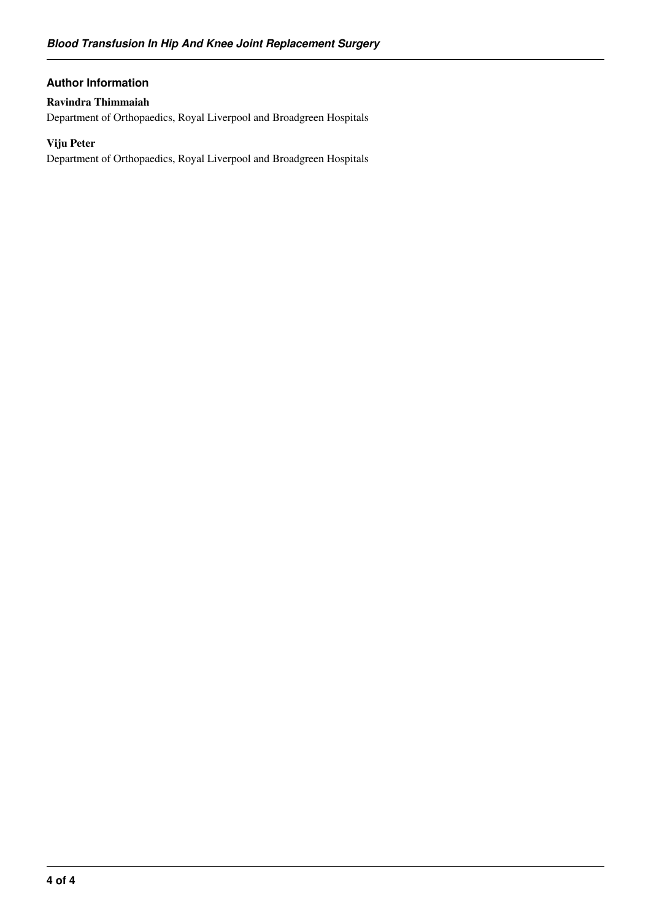## Author Information

**Ravindra Thimmaiah**

Department of Orthopaedics, Royal Liverpool and Broadgreen Hospitals

**Viju Peter**

Department of Orthopaedics, Royal Liverpool and Broadgreen Hospitals